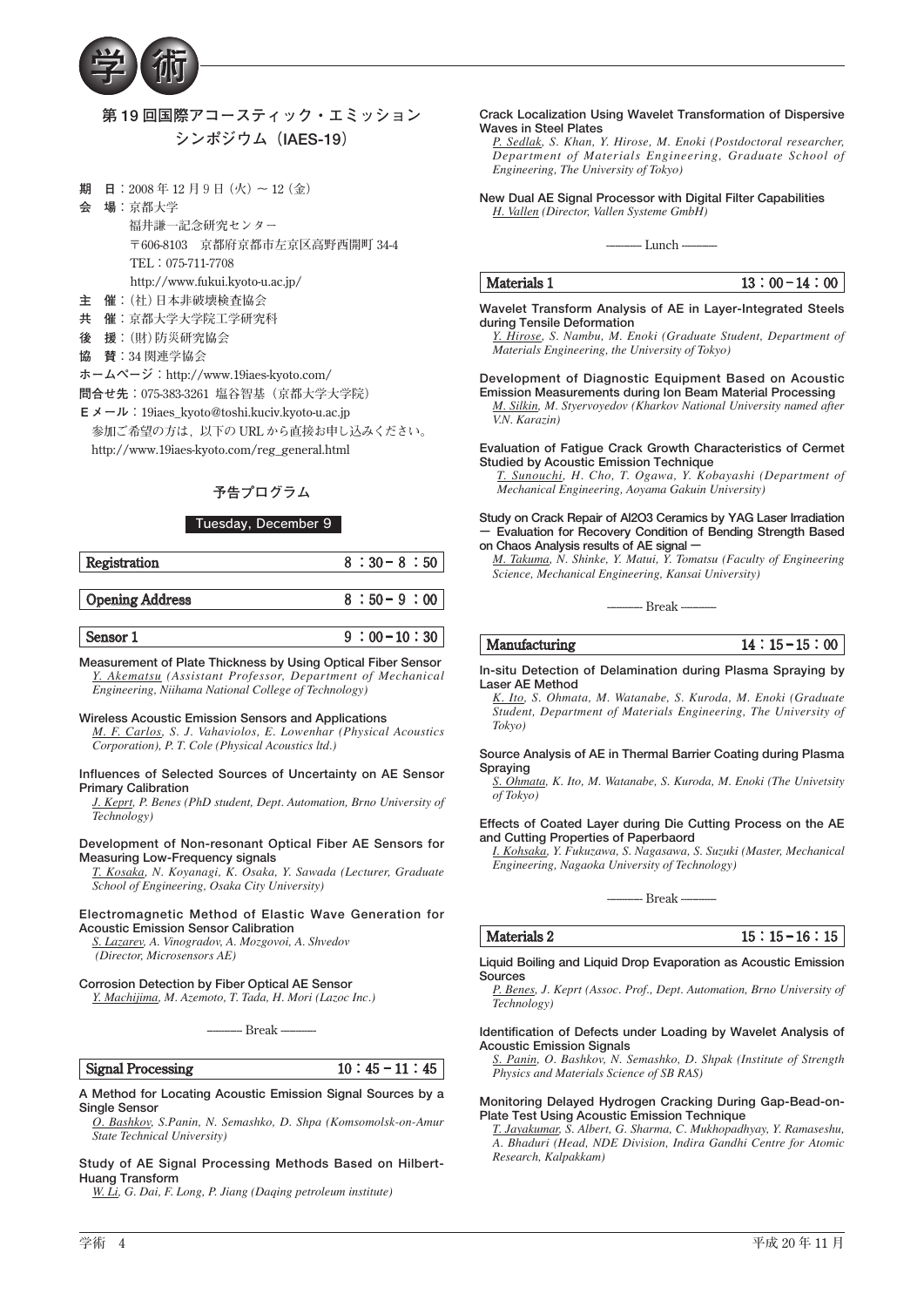# 第19回国際アコースティック・エミッション シンポジウム（IAES-19）

期　日：2008年12月9日（火）～12（金）
会　場：京都大学
福井謙一記念研究センター
〒606-8103　京都府京都市左京区高野西開町 34-4
TEL：075-711-7708
http://www.fukui.kyoto-u.ac.jp/
主　催：（社）日本非破壊検査協会
共　催：京都大学大学院工学研究科
後　援：（財）防災研究協会
協　賛：34関連学協会
ホームページ：http://www.19iaes-kyoto.com/
問合せ先：075-383-3261 塩谷智基（京都大学大学院）
Eメール：19iaes_kyoto@toshi.kuciv.kyoto-u.ac.jp
参加ご希望の方は，以下のURLから直接お申し込みください。
http://www.19iaes-kyoto.com/reg_general.html

## 予告プログラム

### Tuesday, December 9

**Registration**　8：30－8：50

**Opening Address**　8：50－9：00

**Sensor 1**　9：00－10：30

**Measurement of Plate Thickness by Using Optical Fiber Sensor**
*Y. Akematsu (Assistant Professor, Department of Mechanical Engineering, Niihama National College of Technology)*

**Wireless Acoustic Emission Sensors and Applications**
*M. F. Carlos, S. J. Vahaviolos, E. Lowenhar (Physical Acoustics Corporation), P. T. Cole (Physical Acoustics ltd.)*

**Influences of Selected Sources of Uncertainty on AE Sensor Primary Calibration**
*J. Keprt, P. Benes (PhD student, Dept. Automation, Brno University of Technology)*

**Development of Non-resonant Optical Fiber AE Sensors for Measuring Low-Frequency signals**
*T. Kosaka, N. Koyanagi, K. Osaka, Y. Sawada (Lecturer, Graduate School of Engineering, Osaka City University)*

**Electromagnetic Method of Elastic Wave Generation for Acoustic Emission Sensor Calibration**
*S. Lazarev, A. Vinogradov, A. Mozgovoi, A. Shvedov (Director, Microsensors AE)*

**Corrosion Detection by Fiber Optical AE Sensor**
*Y. Machijima, M. Azemoto, T. Tada, H. Mori (Lazoc Inc.)*

――― Break ―――

**Signal Processing**　10：45－11：45

**A Method for Locating Acoustic Emission Signal Sources by a Single Sensor**
*O. Bashkov, S.Panin, N. Semashko, D. Shpa (Komsomolsk-on-Amur State Technical University)*

**Study of AE Signal Processing Methods Based on Hilbert-Huang Transform**
*W. Li, G. Dai, F. Long, P. Jiang (Daqing petroleum institute)*

**Crack Localization Using Wavelet Transformation of Dispersive Waves in Steel Plates**
*P. Sedlak, S. Khan, Y. Hirose, M. Enoki (Postdoctoral researcher, Department of Materials Engineering, Graduate School of Engineering, The University of Tokyo)*

**New Dual AE Signal Processor with Digital Filter Capabilities**
*H. Vallen (Director, Vallen Systeme GmbH)*

――― Lunch ―――

**Materials 1**　13：00－14：00

**Wavelet Transform Analysis of AE in Layer-Integrated Steels during Tensile Deformation**
*Y. Hirose, S. Nambu, M. Enoki (Graduate Student, Department of Materials Engineering, the University of Tokyo)*

**Development of Diagnostic Equipment Based on Acoustic Emission Measurements during Ion Beam Material Processing**
*M. Silkin, M. Styervoyedov (Kharkov National University named after V.N. Karazin)*

**Evaluation of Fatigue Crack Growth Characteristics of Cermet Studied by Acoustic Emission Technique**
*T. Sunouchi, H. Cho, T. Ogawa, Y. Kobayashi (Department of Mechanical Engineering, Aoyama Gakuin University)*

**Study on Crack Repair of Al2O3 Ceramics by YAG Laser Irradiation ― Evaluation for Recovery Condition of Bending Strength Based on Chaos Analysis results of AE signal ―**
*M. Takuma, N. Shinke, Y. Matui, Y. Tomatsu (Faculty of Engineering Science, Mechanical Engineering, Kansai University)*

――― Break ―――

**Manufacturing**　14：15－15：00

**In-situ Detection of Delamination during Plasma Spraying by Laser AE Method**
*K. Ito, S. Ohmata, M. Watanabe, S. Kuroda, M. Enoki (Graduate Student, Department of Materials Engineering, The University of Tokyo)*

**Source Analysis of AE in Thermal Barrier Coating during Plasma Spraying**
*S. Ohmata, K. Ito, M. Watanabe, S. Kuroda, M. Enoki (The Univetsity of Tokyo)*

**Effects of Coated Layer during Die Cutting Process on the AE and Cutting Properties of Paperbaord**
*I. Kohsaka, Y. Fukuzawa, S. Nagasawa, S. Suzuki (Master, Mechanical Engineering, Nagaoka University of Technology)*

――― Break ―――

**Materials 2**　15：15－16：15

**Liquid Boiling and Liquid Drop Evaporation as Acoustic Emission Sources**
*P. Benes, J. Keprt (Assoc. Prof., Dept. Automation, Brno University of Technology)*

**Identification of Defects under Loading by Wavelet Analysis of Acoustic Emission Signals**
*S. Panin, O. Bashkov, N. Semashko, D. Shpak (Institute of Strength Physics and Materials Science of SB RAS)*

**Monitoring Delayed Hydrogen Cracking During Gap-Bead-on-Plate Test Using Acoustic Emission Technique**
*T. Jayakumar, S. Albert, G. Sharma, C. Mukhopadhyay, Y. Ramaseshu, A. Bhaduri (Head, NDE Division, Indira Gandhi Centre for Atomic Research, Kalpakkam)*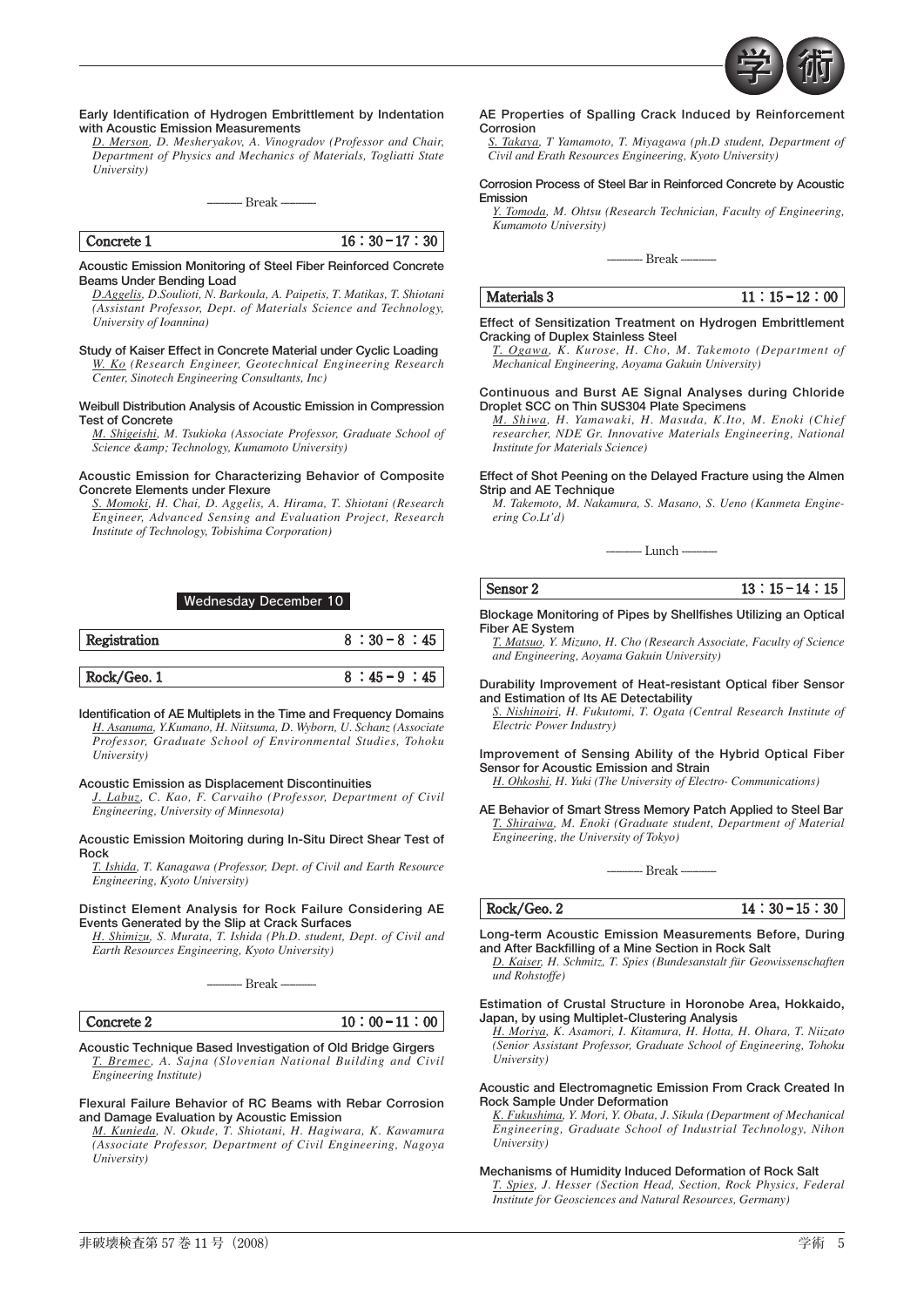**Early Identification of Hydrogen Embrittlement by Indentation with Acoustic Emission Measurements**

*D. Merson, D. Mesheryakov, A. Vinogradov (Professor and Chair, Department of Physics and Mechanics of Materials, Togliatti State University)*

——— Break ———

## Concrete 1 16：30－17：30

**Acoustic Emission Monitoring of Steel Fiber Reinforced Concrete Beams Under Bending Load**

*D.Aggelis, D.Soulioti, N. Barkoula, A. Paipetis, T. Matikas, T. Shiotani (Assistant Professor, Dept. of Materials Science and Technology, University of Ioannina)*

**Study of Kaiser Effect in Concrete Material under Cyclic Loading**

*W. Ko (Research Engineer, Geotechnical Engineering Research Center, Sinotech Engineering Consultants, Inc)*

**Weibull Distribution Analysis of Acoustic Emission in Compression Test of Concrete**

*M. Shigeishi, M. Tsukioka (Associate Professor, Graduate School of Science &amp; Technology, Kumamoto University)*

**Acoustic Emission for Characterizing Behavior of Composite Concrete Elements under Flexure**

*S. Momoki, H. Chai, D. Aggelis, A. Hirama, T. Shiotani (Research Engineer, Advanced Sensing and Evaluation Project, Research Institute of Technology, Tobishima Corporation)*

# Wednesday December 10

## Registration 8：30－8：45

## Rock/Geo. 1 8：45－9：45

**Identification of AE Multiplets in the Time and Frequency Domains**

*H. Asanuma, Y.Kumano, H. Niitsuma, D. Wyborn, U. Schanz (Associate Professor, Graduate School of Environmental Studies, Tohoku University)*

**Acoustic Emission as Displacement Discontinuities**

*J. Labuz, C. Kao, F. Carvaiho (Professor, Department of Civil Engineering, University of Minnesota)*

**Acoustic Emission Moitoring during In-Situ Direct Shear Test of Rock**

*T. Ishida, T. Kanagawa (Professor, Dept. of Civil and Earth Resource Engineering, Kyoto University)*

**Distinct Element Analysis for Rock Failure Considering AE Events Generated by the Slip at Crack Surfaces**

*H. Shimizu, S. Murata, T. Ishida (Ph.D. student, Dept. of Civil and Earth Resources Engineering, Kyoto University)*

——— Break ———

## Concrete 2 10：00－11：00

**Acoustic Technique Based Investigation of Old Bridge Girgers**

*T. Bremec, A. Sajna (Slovenian National Building and Civil Engineering Institute)*

**Flexural Failure Behavior of RC Beams with Rebar Corrosion and Damage Evaluation by Acoustic Emission**

*M. Kunieda, N. Okude, T. Shiotani, H. Hagiwara, K. Kawamura (Associate Professor, Department of Civil Engineering, Nagoya University)*

**AE Properties of Spalling Crack Induced by Reinforcement Corrosion**

*S. Takaya, T Yamamoto, T. Miyagawa (ph.D student, Department of Civil and Erath Resources Engineering, Kyoto University)*

**Corrosion Process of Steel Bar in Reinforced Concrete by Acoustic Emission**

*Y. Tomoda, M. Ohtsu (Research Technician, Faculty of Engineering, Kumamoto University)*

——— Break ———

## Materials 3 11：15－12：00

**Effect of Sensitization Treatment on Hydrogen Embrittlement Cracking of Duplex Stainless Steel**

*T. Ogawa, K. Kurose, H. Cho, M. Takemoto (Department of Mechanical Engineering, Aoyama Gakuin University)*

**Continuous and Burst AE Signal Analyses during Chloride Droplet SCC on Thin SUS304 Plate Specimens**

*M. Shiwa, H. Yamawaki, H. Masuda, K.Ito, M. Enoki (Chief researcher, NDE Gr. Innovative Materials Engineering, National Institute for Materials Science)*

**Effect of Shot Peening on the Delayed Fracture using the Almen Strip and AE Technique**

*M. Takemoto, M. Nakamura, S. Masano, S. Ueno (Kanmeta Engineering Co.Lt'd)*

——— Lunch ———

## Sensor 2 13：15－14：15

**Blockage Monitoring of Pipes by Shellfishes Utilizing an Optical Fiber AE System**

*T. Matsuo, Y. Mizuno, H. Cho (Research Associate, Faculty of Science and Engineering, Aoyama Gakuin University)*

**Durability Improvement of Heat-resistant Optical fiber Sensor and Estimation of Its AE Detectability**

*S. Nishinoiri, H. Fukutomi, T. Ogata (Central Research Institute of Electric Power Industry)*

**Improvement of Sensing Ability of the Hybrid Optical Fiber Sensor for Acoustic Emission and Strain**

*H. Ohkoshi, H. Yuki (The University of Electro- Communications)*

**AE Behavior of Smart Stress Memory Patch Applied to Steel Bar**

*T. Shiraiwa, M. Enoki (Graduate student, Department of Material Engineering, the University of Tokyo)*

——— Break ———

## Rock/Geo. 2 14：30－15：30

**Long-term Acoustic Emission Measurements Before, During and After Backfilling of a Mine Section in Rock Salt**

*D. Kaiser, H. Schmitz, T. Spies (Bundesanstalt für Geowissenschaften und Rohstoffe)*

**Estimation of Crustal Structure in Horonobe Area, Hokkaido, Japan, by using Multiplet-Clustering Analysis**

*H. Moriya, K. Asamori, I. Kitamura, H. Hotta, H. Ohara, T. Niizato (Senior Assistant Professor, Graduate School of Engineering, Tohoku University)*

**Acoustic and Electromagnetic Emission From Crack Created In Rock Sample Under Deformation**

*K. Fukushima, Y. Mori, Y. Obata, J. Sikula (Department of Mechanical Engineering, Graduate School of Industrial Technology, Nihon University)*

**Mechanisms of Humidity Induced Deformation of Rock Salt**

*T. Spies, J. Hesser (Section Head, Section, Rock Physics, Federal Institute for Geosciences and Natural Resources, Germany)*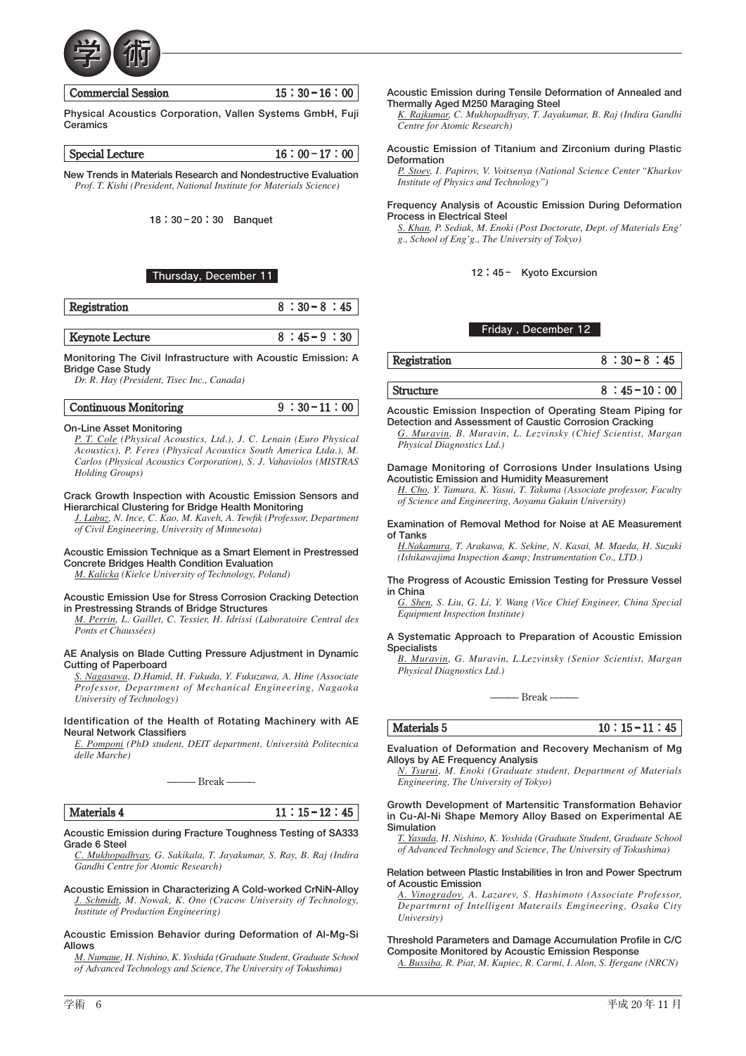| Commercial Session | 15：30－16：00 |
|---|---|

Physical Acoustics Corporation, Vallen Systems GmbH, Fuji Ceramics

| Special Lecture | 16：00－17：00 |
|---|---|

**New Trends in Materials Research and Nondestructive Evaluation**
*Prof. T. Kishi (President, National Institute for Materials Science)*

18：30－20：30　Banquet

## Thursday, December 11

| Registration | 8：30－8：45 |
|---|---|

| Keynote Lecture | 8：45－9：30 |
|---|---|

**Monitoring The Civil Infrastructure with Acoustic Emission: A Bridge Case Study**
*Dr. R. Hay (President, Tisec Inc., Canada)*

| Continuous Monitoring | 9：30－11：00 |
|---|---|

**On-Line Asset Monitoring**
*P. T. Cole (Physical Acoustics, Ltd.), J. C. Lenain (Euro Physical Acoustics), P. Feres (Physical Acoustics South America Ltda.), M. Carlos (Physical Acoustics Corporation), S. J. Vahaviolos (MISTRAS Holding Groups)*

**Crack Growth Inspection with Acoustic Emission Sensors and Hierarchical Clustering for Bridge Health Monitoring**
*J. Labuz, N. Ince, C. Kao, M. Kaveh, A. Tewfik (Professor, Department of Civil Engineering, University of Minnesota)*

**Acoustic Emission Technique as a Smart Element in Prestressed Concrete Bridges Health Condition Evaluation**
*M. Kalicka (Kielce University of Technology, Poland)*

**Acoustic Emission Use for Stress Corrosion Cracking Detection in Prestressing Strands of Bridge Structures**
*M. Perrin, L. Gaillet, C. Tessier, H. Idrissi (Laboratoire Central des Ponts et Chaussées)*

**AE Analysis on Blade Cutting Pressure Adjustment in Dynamic Cutting of Paperboard**
*S. Nagasawa, D.Hamid, H. Fukuda, Y. Fukuzawa, A. Hine (Associate Professor, Department of Mechanical Engineering, Nagaoka University of Technology)*

**Identification of the Health of Rotating Machinery with AE Neural Network Classifiers**
*E. Pomponi (PhD student, DEIT department, Università Politecnica delle Marche)*

――― Break ―――

| Materials 4 | 11：15－12：45 |
|---|---|

**Acoustic Emission during Fracture Toughness Testing of SA333 Grade 6 Steel**
*C. Mukhopadhyay, G. Sakikala, T. Jayakumar, S. Ray, B. Raj (Indira Gandhi Centre for Atomic Research)*

**Acoustic Emission in Characterizing A Cold-worked CrNiN-Alloy**
*J. Schmidt, M. Nowak, K. Ono (Cracow University of Technology, Institute of Production Engineering)*

**Acoustic Emission Behavior during Deformation of Al-Mg-Si Allows**
*M. Numaue, H. Nishino, K. Yoshida (Graduate Student, Graduate School of Advanced Technology and Science, The University of Tokushima)*

**Acoustic Emission during Tensile Deformation of Annealed and Thermally Aged M250 Maraging Steel**
*K. Rajkumar, C. Mukhopadhyay, T. Jayakumar, B. Raj (Indira Gandhi Centre for Atomic Research)*

**Acoustic Emission of Titanium and Zirconium during Plastic Deformation**
*P. Stoev, I. Papirov, V. Voitsenya (National Science Center "Kharkov Institute of Physics and Technology")*

**Frequency Analysis of Acoustic Emission During Deformation Process in Electrical Steel**
*S. Khan, P. Sediak, M. Enoki (Post Doctorate, Dept. of Materials Eng'g., School of Eng'g., The University of Tokyo)*

12：45－　Kyoto Excursion

## Friday, December 12

| Registration | 8：30－8：45 |
|---|---|

| Structure | 8：45－10：00 |
|---|---|

**Acoustic Emission Inspection of Operating Steam Piping for Detection and Assessment of Caustic Corrosion Cracking**
*G. Muravin, B. Muravin, L. Lezvinsky (Chief Scientist, Margan Physical Diagnostics Ltd.)*

**Damage Monitoring of Corrosions Under Insulations Using Acoutistic Emission and Humidity Measurement**
*H. Cho, Y. Tamura, K. Yasui, T. Takuma (Associate professor, Faculty of Science and Engineering, Aoyama Gakuin University)*

**Examination of Removal Method for Noise at AE Measurement of Tanks**
*H.Nakamura, T. Arakawa, K. Sekine, N. Kasai, M. Maeda, H. Suzuki (Ishikawajima Inspection &amp; Instrumentation Co., LTD.)*

**The Progress of Acoustic Emission Testing for Pressure Vessel in China**
*G. Shen, S. Liu, G. Li, Y. Wang (Vice Chief Engineer, China Special Equipment Inspection Institute)*

**A Systematic Approach to Preparation of Acoustic Emission Specialists**
*B. Muravin, G. Muravin, L.Lezvinsky (Senior Scientist, Margan Physical Diagnostics Ltd.)*

――― Break ―――

| Materials 5 | 10：15－11：45 |
|---|---|

**Evaluation of Deformation and Recovery Mechanism of Mg Alloys by AE Frequency Analysis**
*N. Tsurui, M. Enoki (Graduate student, Department of Materials Engineering, The University of Tokyo)*

**Growth Development of Martensitic Transformation Behavior in Cu-Al-Ni Shape Memory Alloy Based on Experimental AE Simulation**
*T. Yasuda, H. Nishino, K. Yoshida (Graduate Student, Graduate School of Advanced Technology and Science, The University of Tokushima)*

**Relation between Plastic Instabilities in Iron and Power Spectrum of Acoustic Emission**
*A. Vinogradov, A. Lazarev, S. Hashimoto (Associate Professor, Departmrnt of Intelligent Materails Emgineering, Osaka City University)*

**Threshold Parameters and Damage Accumulation Profile in C/C Composite Monitored by Acoustic Emission Response**
*A. Bussiba, R. Piat, M. Kupiec, R. Carmi, I. Alon, S. Ifergane (NRCN)*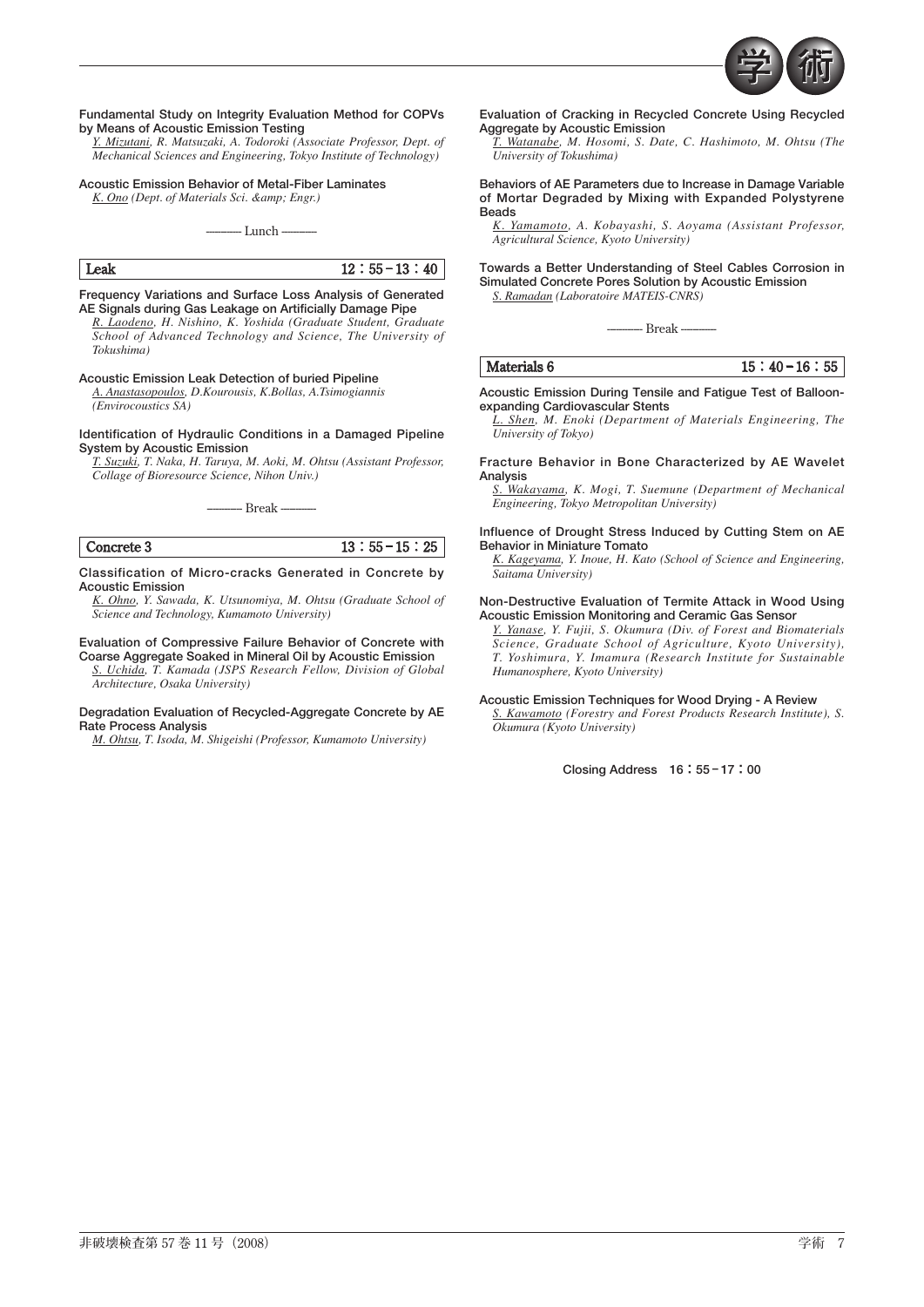**Fundamental Study on Integrity Evaluation Method for COPVs by Means of Acoustic Emission Testing**
*Y. Mizutani, R. Matsuzaki, A. Todoroki (Associate Professor, Dept. of Mechanical Sciences and Engineering, Tokyo Institute of Technology)*

**Acoustic Emission Behavior of Metal-Fiber Laminates**
*K. Ono (Dept. of Materials Sci. &amp; Engr.)*

——— Lunch ———

## Leak 12：55－13：40

**Frequency Variations and Surface Loss Analysis of Generated AE Signals during Gas Leakage on Artificially Damage Pipe**
*R. Laodeno, H. Nishino, K. Yoshida (Graduate Student, Graduate School of Advanced Technology and Science, The University of Tokushima)*

**Acoustic Emission Leak Detection of buried Pipeline**
*A. Anastasopoulos, D.Kourousis, K.Bollas, A.Tsimogiannis (Envirocoustics SA)*

**Identification of Hydraulic Conditions in a Damaged Pipeline System by Acoustic Emission**
*T. Suzuki, T. Naka, H. Taruya, M. Aoki, M. Ohtsu (Assistant Professor, Collage of Bioresource Science, Nihon Univ.)*

——— Break ———

## Concrete 3 13：55－15：25

**Classification of Micro-cracks Generated in Concrete by Acoustic Emission**
*K. Ohno, Y. Sawada, K. Utsunomiya, M. Ohtsu (Graduate School of Science and Technology, Kumamoto University)*

**Evaluation of Compressive Failure Behavior of Concrete with Coarse Aggregate Soaked in Mineral Oil by Acoustic Emission**
*S. Uchida, T. Kamada (JSPS Research Fellow, Division of Global Architecture, Osaka University)*

**Degradation Evaluation of Recycled-Aggregate Concrete by AE Rate Process Analysis**
*M. Ohtsu, T. Isoda, M. Shigeishi (Professor, Kumamoto University)*

**Evaluation of Cracking in Recycled Concrete Using Recycled Aggregate by Acoustic Emission**
*T. Watanabe, M. Hosomi, S. Date, C. Hashimoto, M. Ohtsu (The University of Tokushima)*

**Behaviors of AE Parameters due to Increase in Damage Variable of Mortar Degraded by Mixing with Expanded Polystyrene Beads**
*K. Yamamoto, A. Kobayashi, S. Aoyama (Assistant Professor, Agricultural Science, Kyoto University)*

**Towards a Better Understanding of Steel Cables Corrosion in Simulated Concrete Pores Solution by Acoustic Emission**
*S. Ramadan (Laboratoire MATEIS-CNRS)*

——— Break ———

## Materials 6 15：40－16：55

**Acoustic Emission During Tensile and Fatigue Test of Balloon-expanding Cardiovascular Stents**
*L. Shen, M. Enoki (Department of Materials Engineering, The University of Tokyo)*

**Fracture Behavior in Bone Characterized by AE Wavelet Analysis**
*S. Wakayama, K. Mogi, T. Suemune (Department of Mechanical Engineering, Tokyo Metropolitan University)*

**Influence of Drought Stress Induced by Cutting Stem on AE Behavior in Miniature Tomato**
*K. Kageyama, Y. Inoue, H. Kato (School of Science and Engineering, Saitama University)*

**Non-Destructive Evaluation of Termite Attack in Wood Using Acoustic Emission Monitoring and Ceramic Gas Sensor**
*Y. Yanase, Y. Fujii, S. Okumura (Div. of Forest and Biomaterials Science, Graduate School of Agriculture, Kyoto University), T. Yoshimura, Y. Imamura (Research Institute for Sustainable Humanosphere, Kyoto University)*

**Acoustic Emission Techniques for Wood Drying - A Review**
*S. Kawamoto (Forestry and Forest Products Research Institute), S. Okumura (Kyoto University)*

**Closing Address 16：55－17：00**